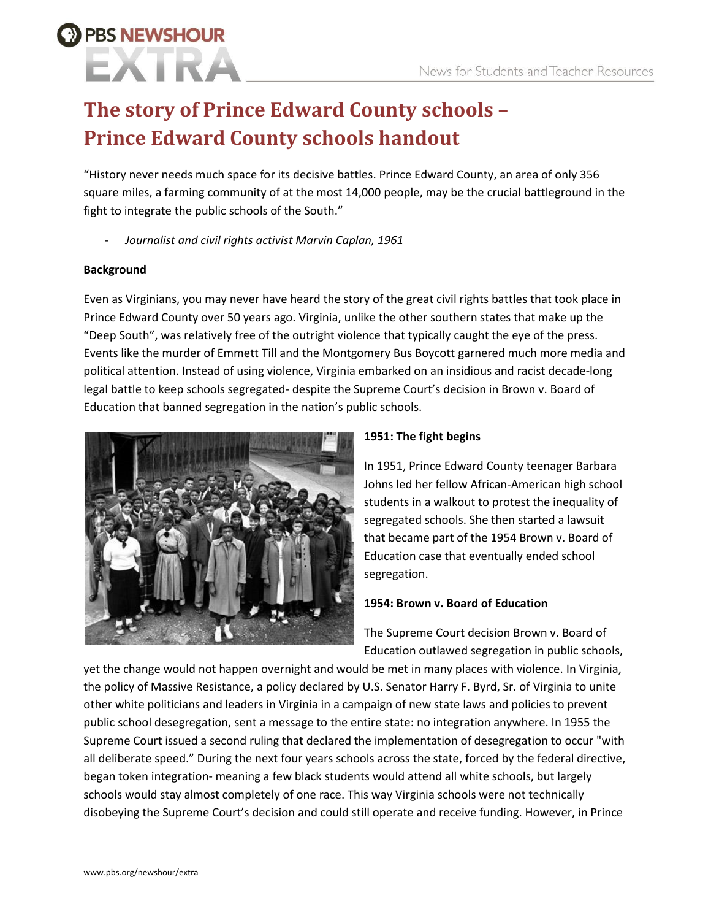# The story of Prince Edward County schools – Prince Edward County schools handout

"History never needs much space for its decisive battles. Prince Edward County, an area of only 356 square miles, a farming community of at the most 14,000 people, may be the crucial battleground in the fight to integrate the public schools of the South."

- *Journalist and civil rights activist Marvin Caplan, 1961*

**Background**

Even as Virginians, you may never have heard the story of the great civil rights battles that took place in Prince Edward County over 50 years ago. Virginia, unlike the other southern states that make up the "Deep South", was relatively free of the outright violence that typically caught the eye of the press. Events like the murder of Emmett Till and the Montgomery Bus Boycott garnered much more media and political attention. Instead of using violence, Virginia embarked on an insidious and racist decade-long legal battle to keep schools segregated- despite the Supreme Court's decision in Brown v. Board of Education that banned segregation in the nation's public schools.

**1951: The fight begins**

In 1951, Prince Edward County teenager Barbara Johns led her fellow African-American high school students in a walkout to protest the inequality of segregated schools. She then started a lawsuit that became part of the 1954 Brown v. Board of Education case that eventually ended school segregation.

**1954: Brown v. Board of Education**

The Supreme Court decision Brown v. Board of Education outlawed segregation in public schools, yet the change would not happen overnight and would be met in many places with violence. In Virginia, the policy of Massive Resistance, a policy declared by U.S. Senator Harry F. Byrd, Sr. of Virginia to unite other white politicians and leaders in Virginia in a campaign of new state laws and policies to prevent public school desegregation, sent a message to the entire state: no integration anywhere. In 1955 the Supreme Court issued a second ruling that declared the implementation of desegregation to occur "with all deliberate speed." During the next four years schools across the state, forced by the federal directive, began token integration- meaning a few black students would attend all white schools, but largely schools would stay almost completely of one race. This way Virginia schools were not technically disobeying the Supreme Court's decision and could still operate and receive funding. However, in Prince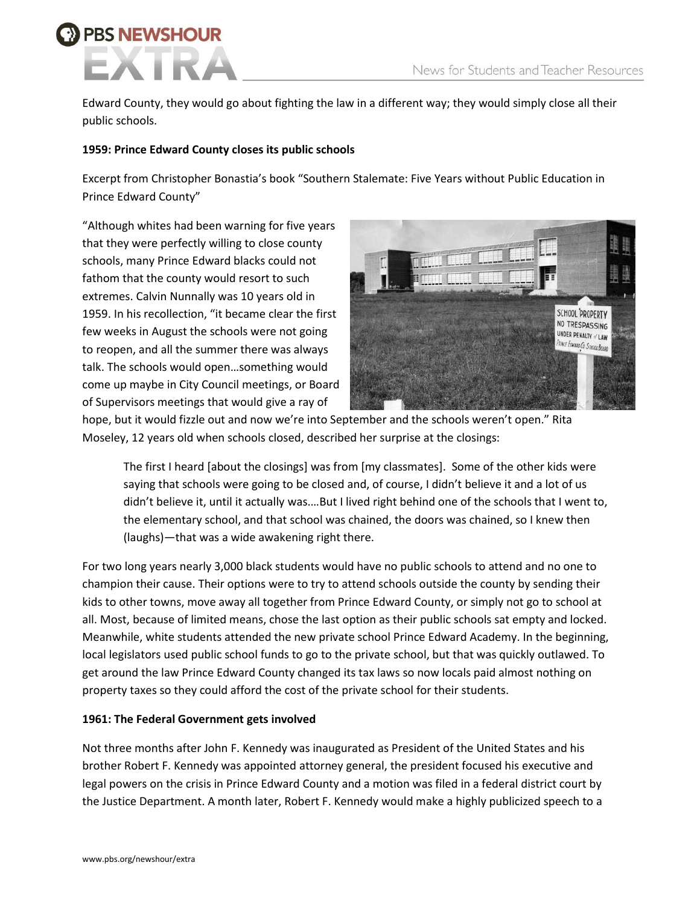Edward County, they would go about fighting the law in a different way; they would simply close all their public schools.

**1959: Prince Edward County closes its public schools**

Excerpt from Christopher Bonastia's book "Southern Stalemate: Five Years without Public Education in Prince Edward County"

"Although whites had been warning for five years that they were perfectly willing to close county schools, many Prince Edward blacks could not fathom that the county would resort to such extremes. Calvin Nunnally was 10 years old in 1959. In his recollection, "it became clear the first few weeks in August the schools were not going to reopen, and all the summer there was always talk. The schools would open…something would come up maybe in City Council meetings, or Board of Supervisors meetings that would give a ray of hope, but it would fizzle out and now we're into September and the schools weren't open." Rita Moseley, 12 years old when schools closed, described her surprise at the closings:

> The first I heard [about the closings] was from [my classmates]. Some of the other kids were saying that schools were going to be closed and, of course, I didn't believe it and a lot of us didn't believe it, until it actually was.…But I lived right behind one of the schools that I went to, the elementary school, and that school was chained, the doors was chained, so I knew then (laughs)—that was a wide awakening right there.

For two long years nearly 3,000 black students would have no public schools to attend and no one to champion their cause. Their options were to try to attend schools outside the county by sending their kids to other towns, move away all together from Prince Edward County, or simply not go to school at all. Most, because of limited means, chose the last option as their public schools sat empty and locked. Meanwhile, white students attended the new private school Prince Edward Academy. In the beginning, local legislators used public school funds to go to the private school, but that was quickly outlawed. To get around the law Prince Edward County changed its tax laws so now locals paid almost nothing on property taxes so they could afford the cost of the private school for their students.

**1961: The Federal Government gets involved**

Not three months after John F. Kennedy was inaugurated as President of the United States and his brother Robert F. Kennedy was appointed attorney general, the president focused his executive and legal powers on the crisis in Prince Edward County and a motion was filed in a federal district court by the Justice Department. A month later, Robert F. Kennedy would make a highly publicized speech to a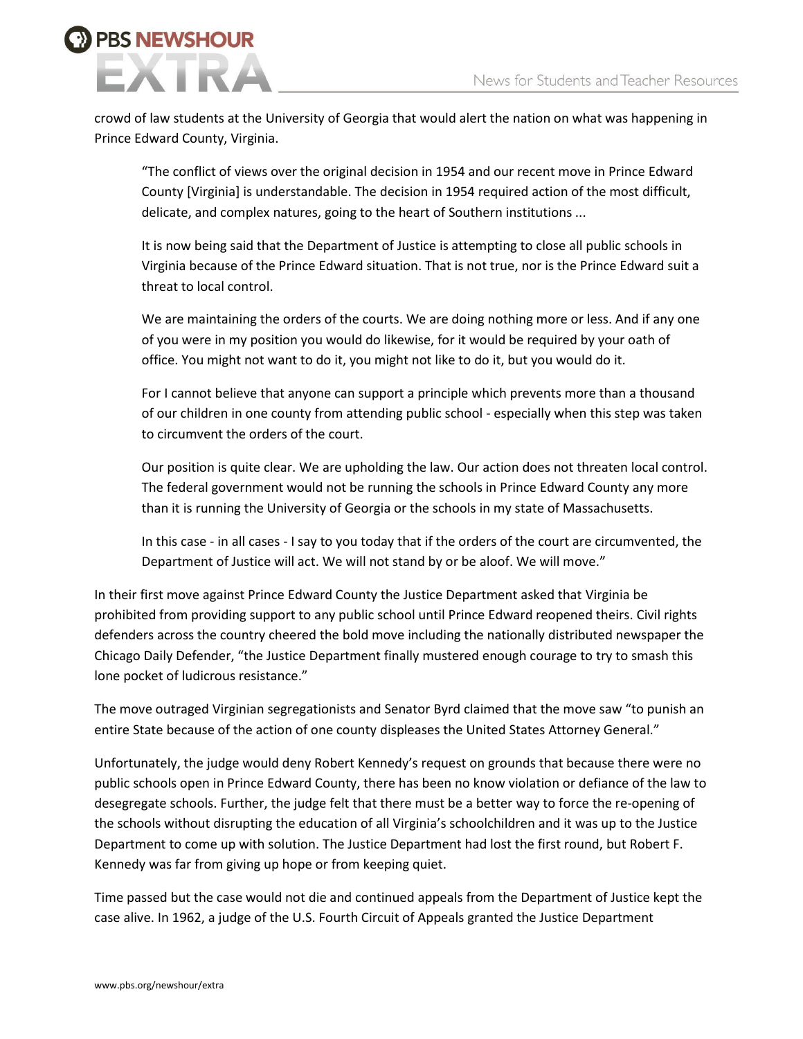crowd of law students at the University of Georgia that would alert the nation on what was happening in Prince Edward County, Virginia.

> "The conflict of views over the original decision in 1954 and our recent move in Prince Edward County [Virginia] is understandable. The decision in 1954 required action of the most difficult, delicate, and complex natures, going to the heart of Southern institutions ...
>
> It is now being said that the Department of Justice is attempting to close all public schools in Virginia because of the Prince Edward situation. That is not true, nor is the Prince Edward suit a threat to local control.
>
> We are maintaining the orders of the courts. We are doing nothing more or less. And if any one of you were in my position you would do likewise, for it would be required by your oath of office. You might not want to do it, you might not like to do it, but you would do it.
>
> For I cannot believe that anyone can support a principle which prevents more than a thousand of our children in one county from attending public school - especially when this step was taken to circumvent the orders of the court.
>
> Our position is quite clear. We are upholding the law. Our action does not threaten local control. The federal government would not be running the schools in Prince Edward County any more than it is running the University of Georgia or the schools in my state of Massachusetts.
>
> In this case - in all cases - I say to you today that if the orders of the court are circumvented, the Department of Justice will act. We will not stand by or be aloof. We will move."

In their first move against Prince Edward County the Justice Department asked that Virginia be prohibited from providing support to any public school until Prince Edward reopened theirs. Civil rights defenders across the country cheered the bold move including the nationally distributed newspaper the Chicago Daily Defender, "the Justice Department finally mustered enough courage to try to smash this lone pocket of ludicrous resistance."

The move outraged Virginian segregationists and Senator Byrd claimed that the move saw "to punish an entire State because of the action of one county displeases the United States Attorney General."

Unfortunately, the judge would deny Robert Kennedy's request on grounds that because there were no public schools open in Prince Edward County, there has been no know violation or defiance of the law to desegregate schools. Further, the judge felt that there must be a better way to force the re-opening of the schools without disrupting the education of all Virginia's schoolchildren and it was up to the Justice Department to come up with solution. The Justice Department had lost the first round, but Robert F. Kennedy was far from giving up hope or from keeping quiet.

Time passed but the case would not die and continued appeals from the Department of Justice kept the case alive. In 1962, a judge of the U.S. Fourth Circuit of Appeals granted the Justice Department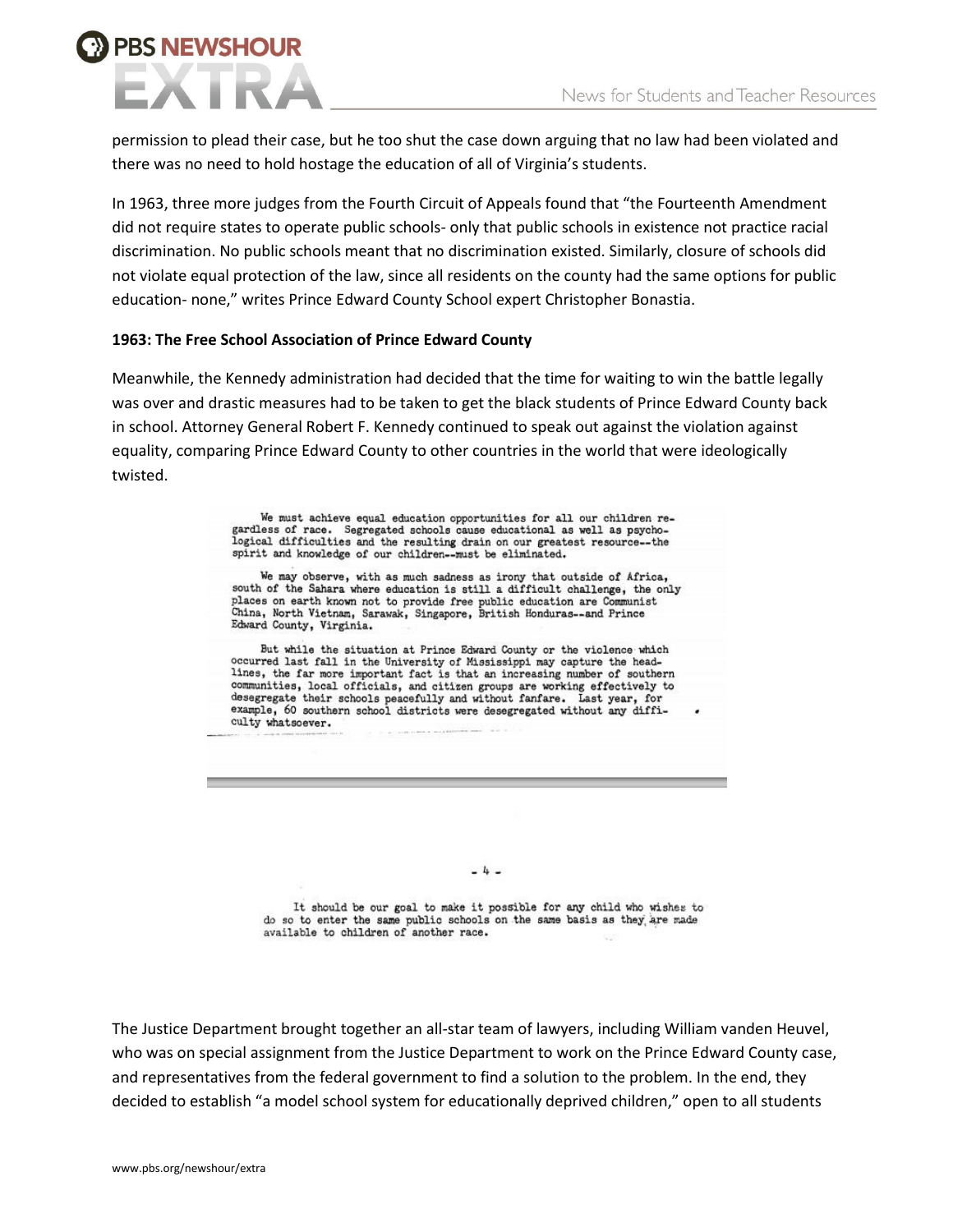permission to plead their case, but he too shut the case down arguing that no law had been violated and there was no need to hold hostage the education of all of Virginia's students.

In 1963, three more judges from the Fourth Circuit of Appeals found that "the Fourteenth Amendment did not require states to operate public schools- only that public schools in existence not practice racial discrimination. No public schools meant that no discrimination existed. Similarly, closure of schools did not violate equal protection of the law, since all residents on the county had the same options for public education- none," writes Prince Edward County School expert Christopher Bonastia.

**1963: The Free School Association of Prince Edward County**

Meanwhile, the Kennedy administration had decided that the time for waiting to win the battle legally was over and drastic measures had to be taken to get the black students of Prince Edward County back in school. Attorney General Robert F. Kennedy continued to speak out against the violation against equality, comparing Prince Edward County to other countries in the world that were ideologically twisted.

> We must achieve equal education opportunities for all our children regardless of race. Segregated schools cause educational as well as psychological difficulties and the resulting drain on our greatest resource--the spirit and knowledge of our children--must be eliminated.
>
> We may observe, with as much sadness as irony that outside of Africa, south of the Sahara where education is still a difficult challenge, the only places on earth known not to provide free public education are Communist China, North Vietnam, Sarawak, Singapore, British Honduras--and Prince Edward County, Virginia.
>
> But while the situation at Prince Edward County or the violence which occurred last fall in the University of Mississippi may capture the headlines, the far more important fact is that an increasing number of southern communities, local officials, and citizen groups are working effectively to desegregate their schools peacefully and without fanfare. Last year, for example, 60 southern school districts were desegregated without any difficulty whatsoever.
>
> \- 4 -
>
> It should be our goal to make it possible for any child who wishes to do so to enter the same public schools on the same basis as they are made available to children of another race.

The Justice Department brought together an all-star team of lawyers, including William vanden Heuvel, who was on special assignment from the Justice Department to work on the Prince Edward County case, and representatives from the federal government to find a solution to the problem. In the end, they decided to establish "a model school system for educationally deprived children," open to all students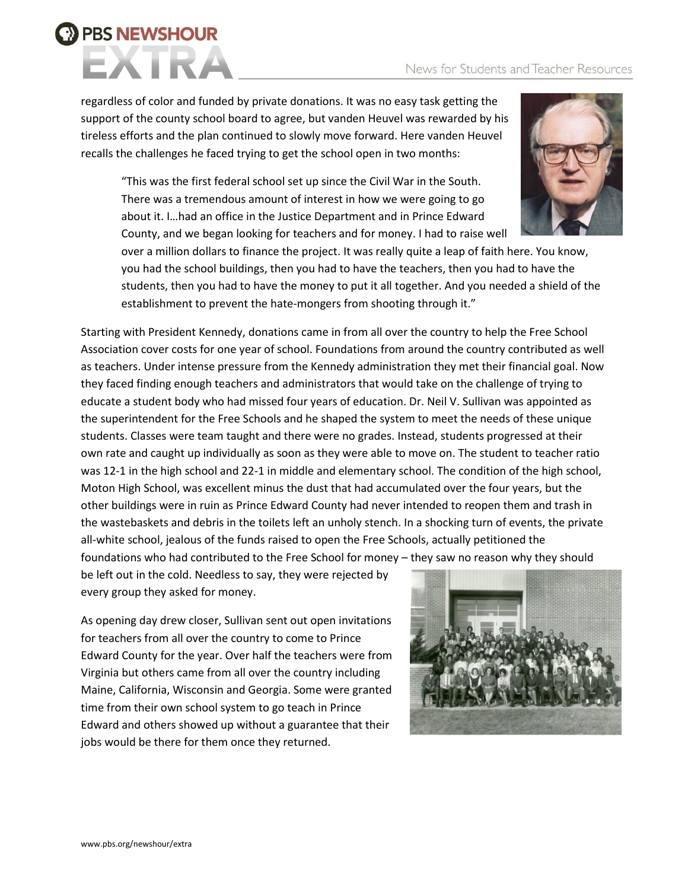regardless of color and funded by private donations. It was no easy task getting the support of the county school board to agree, but vanden Heuvel was rewarded by his tireless efforts and the plan continued to slowly move forward. Here vanden Heuvel recalls the challenges he faced trying to get the school open in two months:

> "This was the first federal school set up since the Civil War in the South. There was a tremendous amount of interest in how we were going to go about it. I…had an office in the Justice Department and in Prince Edward County, and we began looking for teachers and for money. I had to raise well over a million dollars to finance the project. It was really quite a leap of faith here. You know, you had the school buildings, then you had to have the teachers, then you had to have the students, then you had to have the money to put it all together. And you needed a shield of the establishment to prevent the hate-mongers from shooting through it."

Starting with President Kennedy, donations came in from all over the country to help the Free School Association cover costs for one year of school. Foundations from around the country contributed as well as teachers. Under intense pressure from the Kennedy administration they met their financial goal. Now they faced finding enough teachers and administrators that would take on the challenge of trying to educate a student body who had missed four years of education. Dr. Neil V. Sullivan was appointed as the superintendent for the Free Schools and he shaped the system to meet the needs of these unique students. Classes were team taught and there were no grades. Instead, students progressed at their own rate and caught up individually as soon as they were able to move on. The student to teacher ratio was 12-1 in the high school and 22-1 in middle and elementary school. The condition of the high school, Moton High School, was excellent minus the dust that had accumulated over the four years, but the other buildings were in ruin as Prince Edward County had never intended to reopen them and trash in the wastebaskets and debris in the toilets left an unholy stench. In a shocking turn of events, the private all-white school, jealous of the funds raised to open the Free Schools, actually petitioned the foundations who had contributed to the Free School for money – they saw no reason why they should be left out in the cold. Needless to say, they were rejected by every group they asked for money.

As opening day drew closer, Sullivan sent out open invitations for teachers from all over the country to come to Prince Edward County for the year. Over half the teachers were from Virginia but others came from all over the country including Maine, California, Wisconsin and Georgia. Some were granted time from their own school system to go teach in Prince Edward and others showed up without a guarantee that their jobs would be there for them once they returned.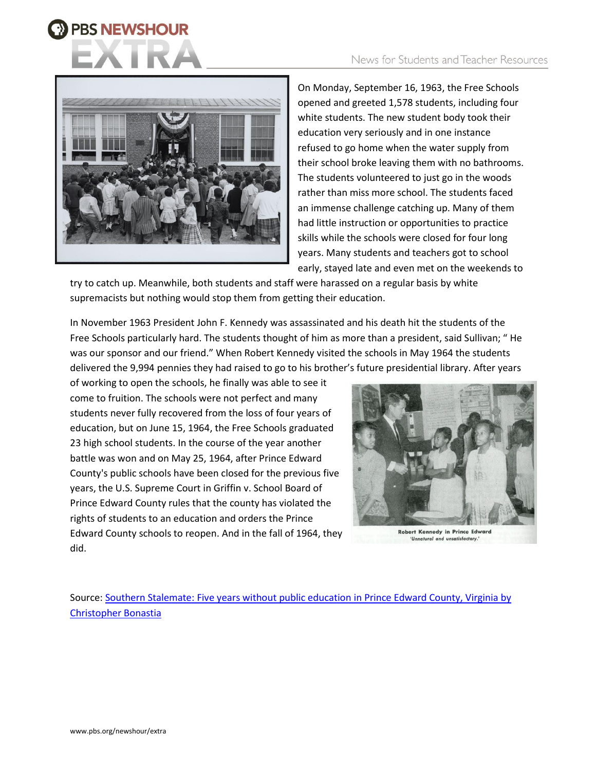On Monday, September 16, 1963, the Free Schools opened and greeted 1,578 students, including four white students. The new student body took their education very seriously and in one instance refused to go home when the water supply from their school broke leaving them with no bathrooms. The students volunteered to just go in the woods rather than miss more school. The students faced an immense challenge catching up. Many of them had little instruction or opportunities to practice skills while the schools were closed for four long years. Many students and teachers got to school early, stayed late and even met on the weekends to try to catch up. Meanwhile, both students and staff were harassed on a regular basis by white supremacists but nothing would stop them from getting their education.

In November 1963 President John F. Kennedy was assassinated and his death hit the students of the Free Schools particularly hard. The students thought of him as more than a president, said Sullivan; " He was our sponsor and our friend." When Robert Kennedy visited the schools in May 1964 the students delivered the 9,994 pennies they had raised to go to his brother's future presidential library. After years of working to open the schools, he finally was able to see it come to fruition. The schools were not perfect and many students never fully recovered from the loss of four years of education, but on June 15, 1964, the Free Schools graduated 23 high school students. In the course of the year another battle was won and on May 25, 1964, after Prince Edward County's public schools have been closed for the previous five years, the U.S. Supreme Court in Griffin v. School Board of Prince Edward County rules that the county has violated the rights of students to an education and orders the Prince Edward County schools to reopen. And in the fall of 1964, they did.

**Robert Kennedy in Prince Edward**
*'Unnatural and unsatisfactory.'*

Source: [Southern Stalemate: Five years without public education in Prince Edward County, Virginia by Christopher Bonastia]